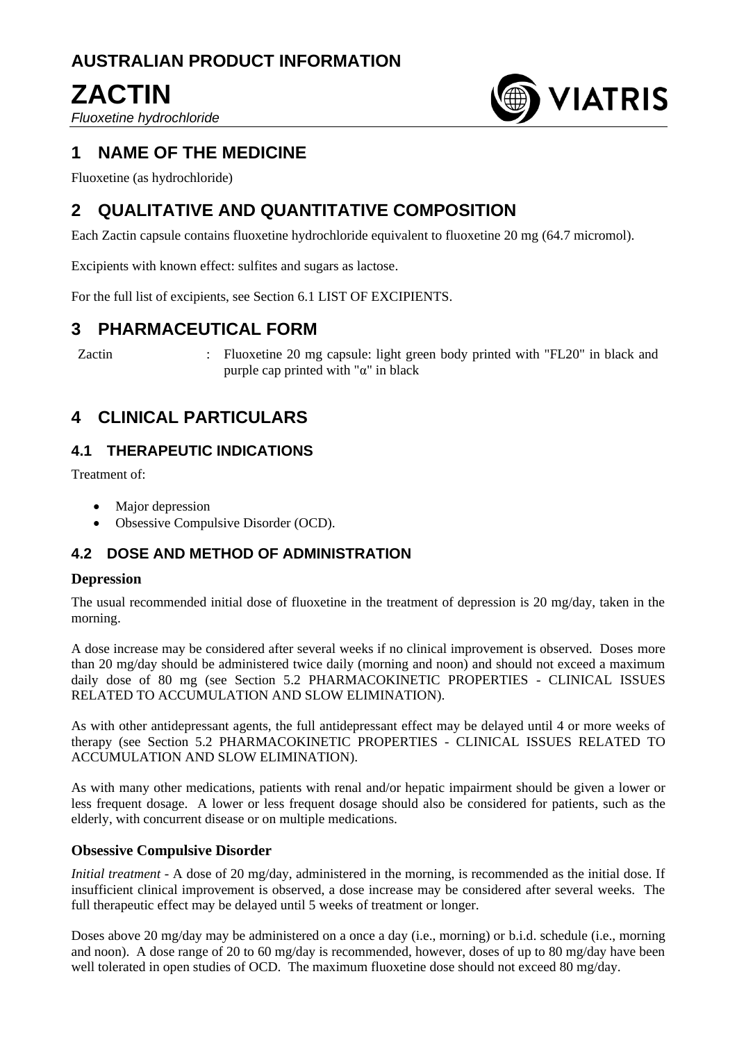# AUSTRALIAN PRODUCT INFORMATION

# ZACTIN

*Fluoxetine hydrochloride*

## 1 NAME OF THE MEDICINE

Fluoxetine (as hydrochloride)

## 2 QUALITATIVE AND QUANTITATIVE COMPOSITION

Each Zactin capsule contains fluoxetine hydrochloride equivalent to fluoxetine 20 mg (64.7 micromol).

Excipients with known effect: sulfites and sugars as lactose.

For the full list of excipients, see Section 6.1 LIST OF EXCIPIENTS.

## 3 PHARMACEUTICAL FORM

| | | |
|---|---|---|
| Zactin | : | Fluoxetine 20 mg capsule: light green body printed with "FL20" in black and purple cap printed with "α" in black |

## 4 CLINICAL PARTICULARS

### 4.1 THERAPEUTIC INDICATIONS

Treatment of:

- Major depression
- Obsessive Compulsive Disorder (OCD).

### 4.2 DOSE AND METHOD OF ADMINISTRATION

#### Depression

The usual recommended initial dose of fluoxetine in the treatment of depression is 20 mg/day, taken in the morning.

A dose increase may be considered after several weeks if no clinical improvement is observed. Doses more than 20 mg/day should be administered twice daily (morning and noon) and should not exceed a maximum daily dose of 80 mg (see Section 5.2 PHARMACOKINETIC PROPERTIES - CLINICAL ISSUES RELATED TO ACCUMULATION AND SLOW ELIMINATION).

As with other antidepressant agents, the full antidepressant effect may be delayed until 4 or more weeks of therapy (see Section 5.2 PHARMACOKINETIC PROPERTIES - CLINICAL ISSUES RELATED TO ACCUMULATION AND SLOW ELIMINATION).

As with many other medications, patients with renal and/or hepatic impairment should be given a lower or less frequent dosage. A lower or less frequent dosage should also be considered for patients, such as the elderly, with concurrent disease or on multiple medications.

#### Obsessive Compulsive Disorder

*Initial treatment* - A dose of 20 mg/day, administered in the morning, is recommended as the initial dose. If insufficient clinical improvement is observed, a dose increase may be considered after several weeks. The full therapeutic effect may be delayed until 5 weeks of treatment or longer.

Doses above 20 mg/day may be administered on a once a day (i.e., morning) or b.i.d. schedule (i.e., morning and noon). A dose range of 20 to 60 mg/day is recommended, however, doses of up to 80 mg/day have been well tolerated in open studies of OCD. The maximum fluoxetine dose should not exceed 80 mg/day.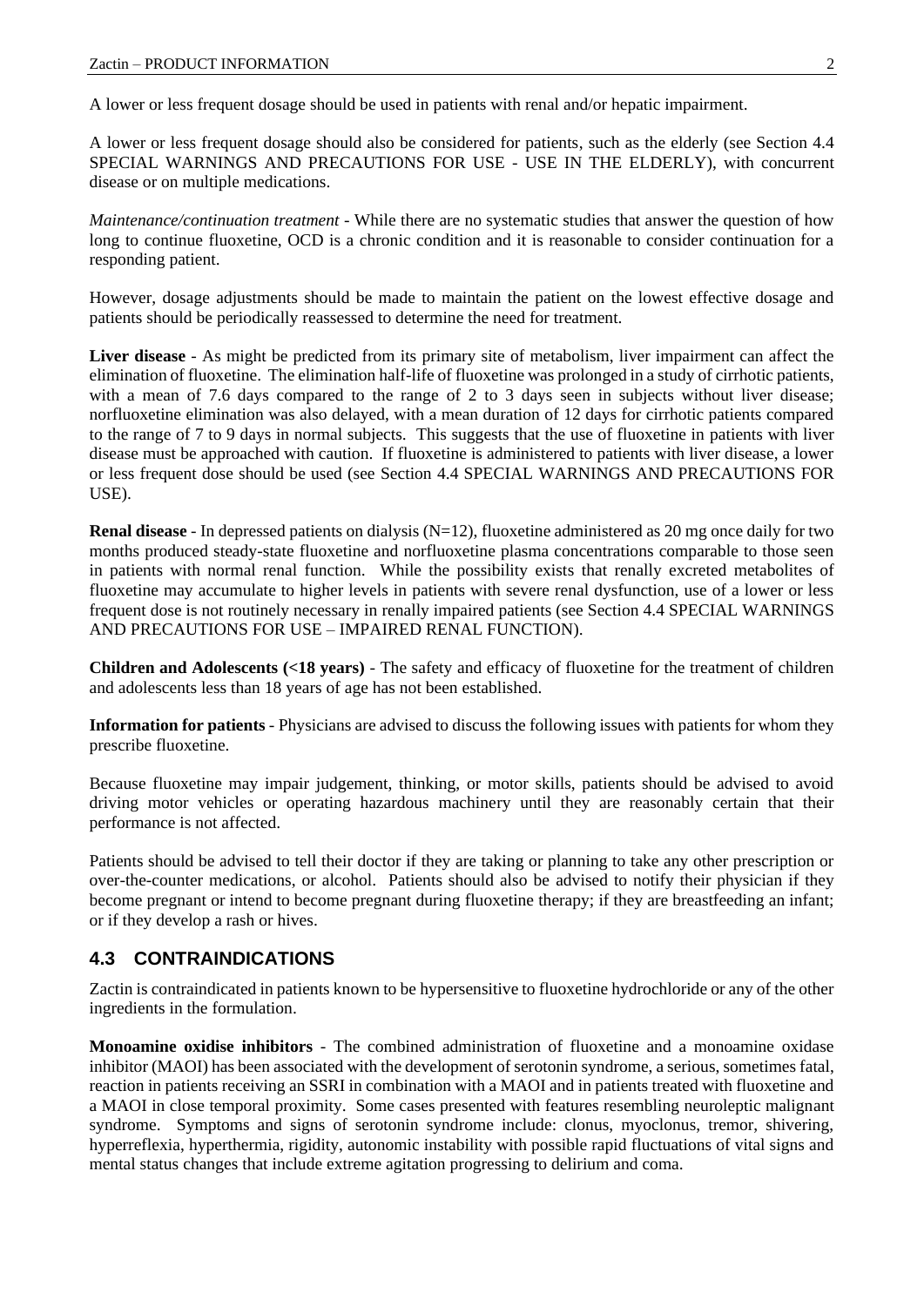A lower or less frequent dosage should be used in patients with renal and/or hepatic impairment.

A lower or less frequent dosage should also be considered for patients, such as the elderly (see Section 4.4 SPECIAL WARNINGS AND PRECAUTIONS FOR USE - USE IN THE ELDERLY), with concurrent disease or on multiple medications.

*Maintenance/continuation treatment* - While there are no systematic studies that answer the question of how long to continue fluoxetine, OCD is a chronic condition and it is reasonable to consider continuation for a responding patient.

However, dosage adjustments should be made to maintain the patient on the lowest effective dosage and patients should be periodically reassessed to determine the need for treatment.

**Liver disease** - As might be predicted from its primary site of metabolism, liver impairment can affect the elimination of fluoxetine. The elimination half-life of fluoxetine was prolonged in a study of cirrhotic patients, with a mean of 7.6 days compared to the range of 2 to 3 days seen in subjects without liver disease; norfluoxetine elimination was also delayed, with a mean duration of 12 days for cirrhotic patients compared to the range of 7 to 9 days in normal subjects. This suggests that the use of fluoxetine in patients with liver disease must be approached with caution. If fluoxetine is administered to patients with liver disease, a lower or less frequent dose should be used (see Section 4.4 SPECIAL WARNINGS AND PRECAUTIONS FOR USE).

**Renal disease** - In depressed patients on dialysis (N=12), fluoxetine administered as 20 mg once daily for two months produced steady-state fluoxetine and norfluoxetine plasma concentrations comparable to those seen in patients with normal renal function. While the possibility exists that renally excreted metabolites of fluoxetine may accumulate to higher levels in patients with severe renal dysfunction, use of a lower or less frequent dose is not routinely necessary in renally impaired patients (see Section 4.4 SPECIAL WARNINGS AND PRECAUTIONS FOR USE – IMPAIRED RENAL FUNCTION).

**Children and Adolescents (<18 years)** - The safety and efficacy of fluoxetine for the treatment of children and adolescents less than 18 years of age has not been established.

**Information for patients** - Physicians are advised to discuss the following issues with patients for whom they prescribe fluoxetine.

Because fluoxetine may impair judgement, thinking, or motor skills, patients should be advised to avoid driving motor vehicles or operating hazardous machinery until they are reasonably certain that their performance is not affected.

Patients should be advised to tell their doctor if they are taking or planning to take any other prescription or over-the-counter medications, or alcohol. Patients should also be advised to notify their physician if they become pregnant or intend to become pregnant during fluoxetine therapy; if they are breastfeeding an infant; or if they develop a rash or hives.

## 4.3 CONTRAINDICATIONS

Zactin is contraindicated in patients known to be hypersensitive to fluoxetine hydrochloride or any of the other ingredients in the formulation.

**Monoamine oxidise inhibitors** - The combined administration of fluoxetine and a monoamine oxidase inhibitor (MAOI) has been associated with the development of serotonin syndrome, a serious, sometimes fatal, reaction in patients receiving an SSRI in combination with a MAOI and in patients treated with fluoxetine and a MAOI in close temporal proximity. Some cases presented with features resembling neuroleptic malignant syndrome. Symptoms and signs of serotonin syndrome include: clonus, myoclonus, tremor, shivering, hyperreflexia, hyperthermia, rigidity, autonomic instability with possible rapid fluctuations of vital signs and mental status changes that include extreme agitation progressing to delirium and coma.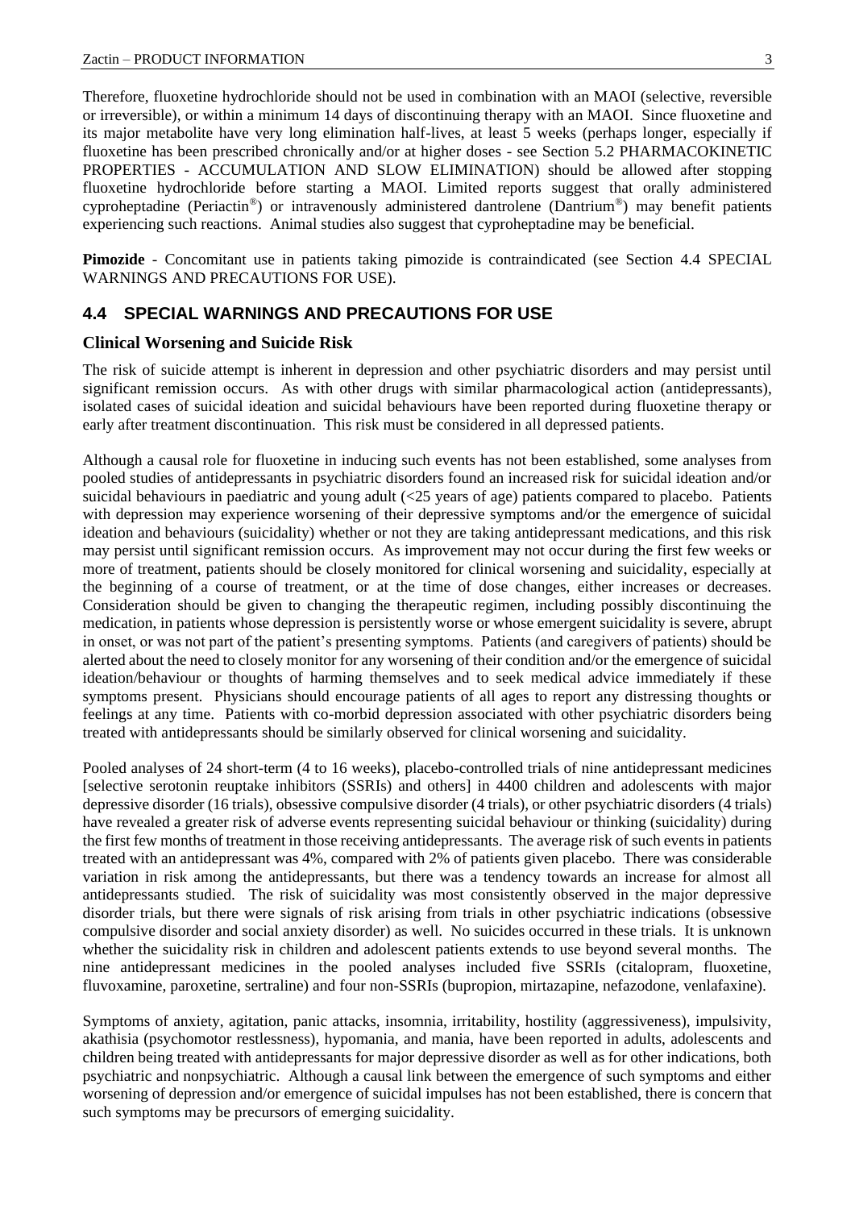Therefore, fluoxetine hydrochloride should not be used in combination with an MAOI (selective, reversible or irreversible), or within a minimum 14 days of discontinuing therapy with an MAOI. Since fluoxetine and its major metabolite have very long elimination half-lives, at least 5 weeks (perhaps longer, especially if fluoxetine has been prescribed chronically and/or at higher doses - see Section 5.2 PHARMACOKINETIC PROPERTIES - ACCUMULATION AND SLOW ELIMINATION) should be allowed after stopping fluoxetine hydrochloride before starting a MAOI. Limited reports suggest that orally administered cyproheptadine (Periactin®) or intravenously administered dantrolene (Dantrium®) may benefit patients experiencing such reactions. Animal studies also suggest that cyproheptadine may be beneficial.

**Pimozide** - Concomitant use in patients taking pimozide is contraindicated (see Section 4.4 SPECIAL WARNINGS AND PRECAUTIONS FOR USE).

## 4.4 SPECIAL WARNINGS AND PRECAUTIONS FOR USE

### Clinical Worsening and Suicide Risk

The risk of suicide attempt is inherent in depression and other psychiatric disorders and may persist until significant remission occurs. As with other drugs with similar pharmacological action (antidepressants), isolated cases of suicidal ideation and suicidal behaviours have been reported during fluoxetine therapy or early after treatment discontinuation. This risk must be considered in all depressed patients.

Although a causal role for fluoxetine in inducing such events has not been established, some analyses from pooled studies of antidepressants in psychiatric disorders found an increased risk for suicidal ideation and/or suicidal behaviours in paediatric and young adult (<25 years of age) patients compared to placebo. Patients with depression may experience worsening of their depressive symptoms and/or the emergence of suicidal ideation and behaviours (suicidality) whether or not they are taking antidepressant medications, and this risk may persist until significant remission occurs. As improvement may not occur during the first few weeks or more of treatment, patients should be closely monitored for clinical worsening and suicidality, especially at the beginning of a course of treatment, or at the time of dose changes, either increases or decreases. Consideration should be given to changing the therapeutic regimen, including possibly discontinuing the medication, in patients whose depression is persistently worse or whose emergent suicidality is severe, abrupt in onset, or was not part of the patient's presenting symptoms. Patients (and caregivers of patients) should be alerted about the need to closely monitor for any worsening of their condition and/or the emergence of suicidal ideation/behaviour or thoughts of harming themselves and to seek medical advice immediately if these symptoms present. Physicians should encourage patients of all ages to report any distressing thoughts or feelings at any time. Patients with co-morbid depression associated with other psychiatric disorders being treated with antidepressants should be similarly observed for clinical worsening and suicidality.

Pooled analyses of 24 short-term (4 to 16 weeks), placebo-controlled trials of nine antidepressant medicines [selective serotonin reuptake inhibitors (SSRIs) and others] in 4400 children and adolescents with major depressive disorder (16 trials), obsessive compulsive disorder (4 trials), or other psychiatric disorders (4 trials) have revealed a greater risk of adverse events representing suicidal behaviour or thinking (suicidality) during the first few months of treatment in those receiving antidepressants. The average risk of such events in patients treated with an antidepressant was 4%, compared with 2% of patients given placebo. There was considerable variation in risk among the antidepressants, but there was a tendency towards an increase for almost all antidepressants studied. The risk of suicidality was most consistently observed in the major depressive disorder trials, but there were signals of risk arising from trials in other psychiatric indications (obsessive compulsive disorder and social anxiety disorder) as well. No suicides occurred in these trials. It is unknown whether the suicidality risk in children and adolescent patients extends to use beyond several months. The nine antidepressant medicines in the pooled analyses included five SSRIs (citalopram, fluoxetine, fluvoxamine, paroxetine, sertraline) and four non-SSRIs (bupropion, mirtazapine, nefazodone, venlafaxine).

Symptoms of anxiety, agitation, panic attacks, insomnia, irritability, hostility (aggressiveness), impulsivity, akathisia (psychomotor restlessness), hypomania, and mania, have been reported in adults, adolescents and children being treated with antidepressants for major depressive disorder as well as for other indications, both psychiatric and nonpsychiatric. Although a causal link between the emergence of such symptoms and either worsening of depression and/or emergence of suicidal impulses has not been established, there is concern that such symptoms may be precursors of emerging suicidality.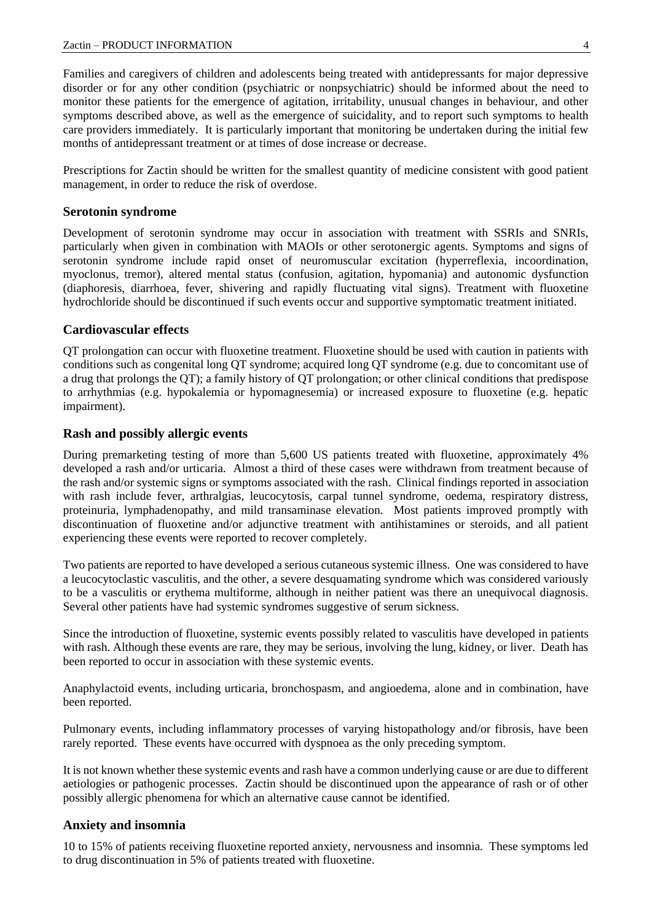Families and caregivers of children and adolescents being treated with antidepressants for major depressive disorder or for any other condition (psychiatric or nonpsychiatric) should be informed about the need to monitor these patients for the emergence of agitation, irritability, unusual changes in behaviour, and other symptoms described above, as well as the emergence of suicidality, and to report such symptoms to health care providers immediately. It is particularly important that monitoring be undertaken during the initial few months of antidepressant treatment or at times of dose increase or decrease.

Prescriptions for Zactin should be written for the smallest quantity of medicine consistent with good patient management, in order to reduce the risk of overdose.

### Serotonin syndrome

Development of serotonin syndrome may occur in association with treatment with SSRIs and SNRIs, particularly when given in combination with MAOIs or other serotonergic agents. Symptoms and signs of serotonin syndrome include rapid onset of neuromuscular excitation (hyperreflexia, incoordination, myoclonus, tremor), altered mental status (confusion, agitation, hypomania) and autonomic dysfunction (diaphoresis, diarrhoea, fever, shivering and rapidly fluctuating vital signs). Treatment with fluoxetine hydrochloride should be discontinued if such events occur and supportive symptomatic treatment initiated.

### Cardiovascular effects

QT prolongation can occur with fluoxetine treatment. Fluoxetine should be used with caution in patients with conditions such as congenital long QT syndrome; acquired long QT syndrome (e.g. due to concomitant use of a drug that prolongs the QT); a family history of QT prolongation; or other clinical conditions that predispose to arrhythmias (e.g. hypokalemia or hypomagnesemia) or increased exposure to fluoxetine (e.g. hepatic impairment).

### Rash and possibly allergic events

During premarketing testing of more than 5,600 US patients treated with fluoxetine, approximately 4% developed a rash and/or urticaria. Almost a third of these cases were withdrawn from treatment because of the rash and/or systemic signs or symptoms associated with the rash. Clinical findings reported in association with rash include fever, arthralgias, leucocytosis, carpal tunnel syndrome, oedema, respiratory distress, proteinuria, lymphadenopathy, and mild transaminase elevation. Most patients improved promptly with discontinuation of fluoxetine and/or adjunctive treatment with antihistamines or steroids, and all patient experiencing these events were reported to recover completely.

Two patients are reported to have developed a serious cutaneous systemic illness. One was considered to have a leucocytoclastic vasculitis, and the other, a severe desquamating syndrome which was considered variously to be a vasculitis or erythema multiforme, although in neither patient was there an unequivocal diagnosis. Several other patients have had systemic syndromes suggestive of serum sickness.

Since the introduction of fluoxetine, systemic events possibly related to vasculitis have developed in patients with rash. Although these events are rare, they may be serious, involving the lung, kidney, or liver. Death has been reported to occur in association with these systemic events.

Anaphylactoid events, including urticaria, bronchospasm, and angioedema, alone and in combination, have been reported.

Pulmonary events, including inflammatory processes of varying histopathology and/or fibrosis, have been rarely reported. These events have occurred with dyspnoea as the only preceding symptom.

It is not known whether these systemic events and rash have a common underlying cause or are due to different aetiologies or pathogenic processes. Zactin should be discontinued upon the appearance of rash or of other possibly allergic phenomena for which an alternative cause cannot be identified.

### Anxiety and insomnia

10 to 15% of patients receiving fluoxetine reported anxiety, nervousness and insomnia. These symptoms led to drug discontinuation in 5% of patients treated with fluoxetine.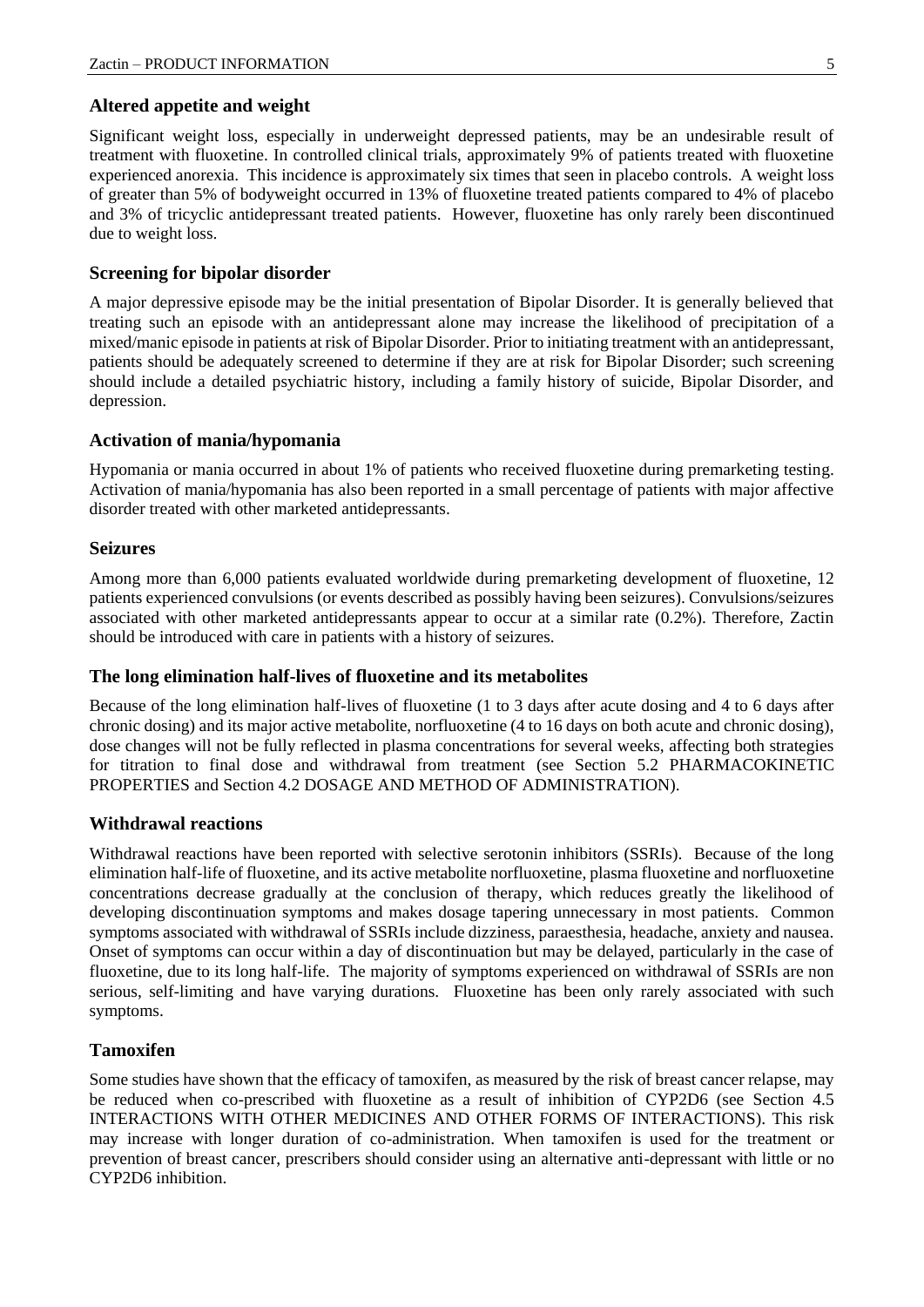### Altered appetite and weight

Significant weight loss, especially in underweight depressed patients, may be an undesirable result of treatment with fluoxetine. In controlled clinical trials, approximately 9% of patients treated with fluoxetine experienced anorexia. This incidence is approximately six times that seen in placebo controls. A weight loss of greater than 5% of bodyweight occurred in 13% of fluoxetine treated patients compared to 4% of placebo and 3% of tricyclic antidepressant treated patients. However, fluoxetine has only rarely been discontinued due to weight loss.

### Screening for bipolar disorder

A major depressive episode may be the initial presentation of Bipolar Disorder. It is generally believed that treating such an episode with an antidepressant alone may increase the likelihood of precipitation of a mixed/manic episode in patients at risk of Bipolar Disorder. Prior to initiating treatment with an antidepressant, patients should be adequately screened to determine if they are at risk for Bipolar Disorder; such screening should include a detailed psychiatric history, including a family history of suicide, Bipolar Disorder, and depression.

### Activation of mania/hypomania

Hypomania or mania occurred in about 1% of patients who received fluoxetine during premarketing testing. Activation of mania/hypomania has also been reported in a small percentage of patients with major affective disorder treated with other marketed antidepressants.

### Seizures

Among more than 6,000 patients evaluated worldwide during premarketing development of fluoxetine, 12 patients experienced convulsions (or events described as possibly having been seizures). Convulsions/seizures associated with other marketed antidepressants appear to occur at a similar rate (0.2%). Therefore, Zactin should be introduced with care in patients with a history of seizures.

### The long elimination half-lives of fluoxetine and its metabolites

Because of the long elimination half-lives of fluoxetine (1 to 3 days after acute dosing and 4 to 6 days after chronic dosing) and its major active metabolite, norfluoxetine (4 to 16 days on both acute and chronic dosing), dose changes will not be fully reflected in plasma concentrations for several weeks, affecting both strategies for titration to final dose and withdrawal from treatment (see Section 5.2 PHARMACOKINETIC PROPERTIES and Section 4.2 DOSAGE AND METHOD OF ADMINISTRATION).

### Withdrawal reactions

Withdrawal reactions have been reported with selective serotonin inhibitors (SSRIs). Because of the long elimination half-life of fluoxetine, and its active metabolite norfluoxetine, plasma fluoxetine and norfluoxetine concentrations decrease gradually at the conclusion of therapy, which reduces greatly the likelihood of developing discontinuation symptoms and makes dosage tapering unnecessary in most patients. Common symptoms associated with withdrawal of SSRIs include dizziness, paraesthesia, headache, anxiety and nausea. Onset of symptoms can occur within a day of discontinuation but may be delayed, particularly in the case of fluoxetine, due to its long half-life. The majority of symptoms experienced on withdrawal of SSRIs are non serious, self-limiting and have varying durations. Fluoxetine has been only rarely associated with such symptoms.

### Tamoxifen

Some studies have shown that the efficacy of tamoxifen, as measured by the risk of breast cancer relapse, may be reduced when co-prescribed with fluoxetine as a result of inhibition of CYP2D6 (see Section 4.5 INTERACTIONS WITH OTHER MEDICINES AND OTHER FORMS OF INTERACTIONS). This risk may increase with longer duration of co-administration. When tamoxifen is used for the treatment or prevention of breast cancer, prescribers should consider using an alternative anti-depressant with little or no CYP2D6 inhibition.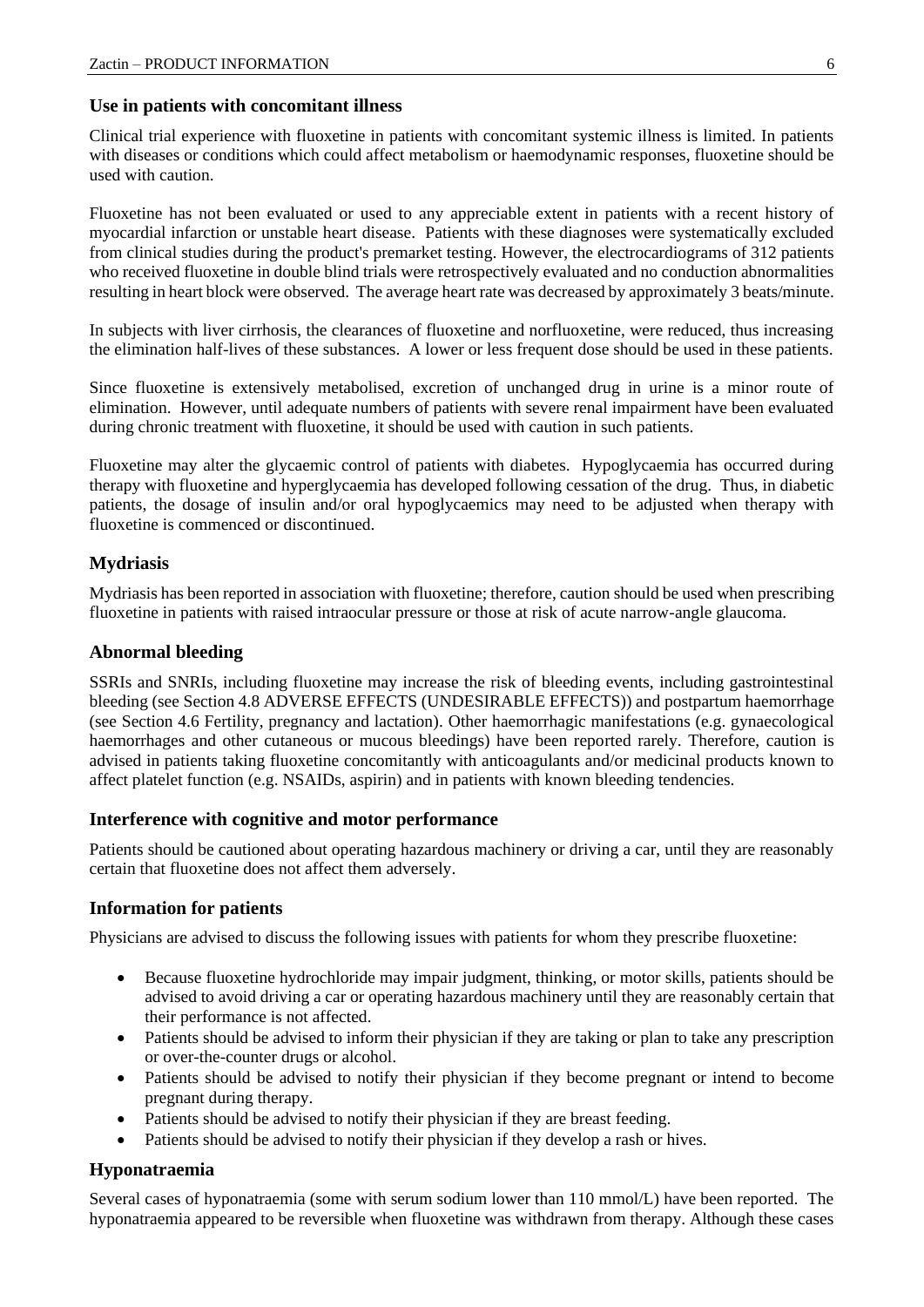### Use in patients with concomitant illness

Clinical trial experience with fluoxetine in patients with concomitant systemic illness is limited. In patients with diseases or conditions which could affect metabolism or haemodynamic responses, fluoxetine should be used with caution.

Fluoxetine has not been evaluated or used to any appreciable extent in patients with a recent history of myocardial infarction or unstable heart disease. Patients with these diagnoses were systematically excluded from clinical studies during the product's premarket testing. However, the electrocardiograms of 312 patients who received fluoxetine in double blind trials were retrospectively evaluated and no conduction abnormalities resulting in heart block were observed. The average heart rate was decreased by approximately 3 beats/minute.

In subjects with liver cirrhosis, the clearances of fluoxetine and norfluoxetine, were reduced, thus increasing the elimination half-lives of these substances. A lower or less frequent dose should be used in these patients.

Since fluoxetine is extensively metabolised, excretion of unchanged drug in urine is a minor route of elimination. However, until adequate numbers of patients with severe renal impairment have been evaluated during chronic treatment with fluoxetine, it should be used with caution in such patients.

Fluoxetine may alter the glycaemic control of patients with diabetes. Hypoglycaemia has occurred during therapy with fluoxetine and hyperglycaemia has developed following cessation of the drug. Thus, in diabetic patients, the dosage of insulin and/or oral hypoglycaemics may need to be adjusted when therapy with fluoxetine is commenced or discontinued.

## Mydriasis

Mydriasis has been reported in association with fluoxetine; therefore, caution should be used when prescribing fluoxetine in patients with raised intraocular pressure or those at risk of acute narrow-angle glaucoma.

## Abnormal bleeding

SSRIs and SNRIs, including fluoxetine may increase the risk of bleeding events, including gastrointestinal bleeding (see Section 4.8 ADVERSE EFFECTS (UNDESIRABLE EFFECTS)) and postpartum haemorrhage (see Section 4.6 Fertility, pregnancy and lactation). Other haemorrhagic manifestations (e.g. gynaecological haemorrhages and other cutaneous or mucous bleedings) have been reported rarely. Therefore, caution is advised in patients taking fluoxetine concomitantly with anticoagulants and/or medicinal products known to affect platelet function (e.g. NSAIDs, aspirin) and in patients with known bleeding tendencies.

## Interference with cognitive and motor performance

Patients should be cautioned about operating hazardous machinery or driving a car, until they are reasonably certain that fluoxetine does not affect them adversely.

## Information for patients

Physicians are advised to discuss the following issues with patients for whom they prescribe fluoxetine:

- Because fluoxetine hydrochloride may impair judgment, thinking, or motor skills, patients should be advised to avoid driving a car or operating hazardous machinery until they are reasonably certain that their performance is not affected.
- Patients should be advised to inform their physician if they are taking or plan to take any prescription or over-the-counter drugs or alcohol.
- Patients should be advised to notify their physician if they become pregnant or intend to become pregnant during therapy.
- Patients should be advised to notify their physician if they are breast feeding.
- Patients should be advised to notify their physician if they develop a rash or hives.

## Hyponatraemia

Several cases of hyponatraemia (some with serum sodium lower than 110 mmol/L) have been reported. The hyponatraemia appeared to be reversible when fluoxetine was withdrawn from therapy. Although these cases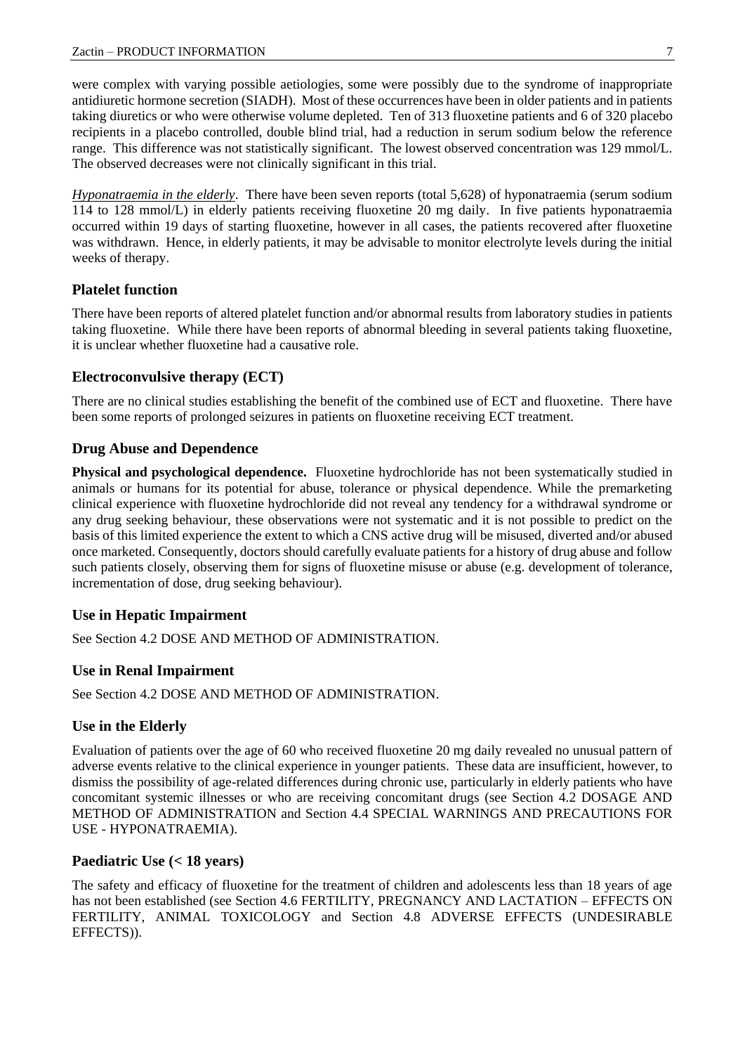were complex with varying possible aetiologies, some were possibly due to the syndrome of inappropriate antidiuretic hormone secretion (SIADH). Most of these occurrences have been in older patients and in patients taking diuretics or who were otherwise volume depleted. Ten of 313 fluoxetine patients and 6 of 320 placebo recipients in a placebo controlled, double blind trial, had a reduction in serum sodium below the reference range. This difference was not statistically significant. The lowest observed concentration was 129 mmol/L. The observed decreases were not clinically significant in this trial.

*Hyponatraemia in the elderly*. There have been seven reports (total 5,628) of hyponatraemia (serum sodium 114 to 128 mmol/L) in elderly patients receiving fluoxetine 20 mg daily. In five patients hyponatraemia occurred within 19 days of starting fluoxetine, however in all cases, the patients recovered after fluoxetine was withdrawn. Hence, in elderly patients, it may be advisable to monitor electrolyte levels during the initial weeks of therapy.

### Platelet function

There have been reports of altered platelet function and/or abnormal results from laboratory studies in patients taking fluoxetine. While there have been reports of abnormal bleeding in several patients taking fluoxetine, it is unclear whether fluoxetine had a causative role.

### Electroconvulsive therapy (ECT)

There are no clinical studies establishing the benefit of the combined use of ECT and fluoxetine. There have been some reports of prolonged seizures in patients on fluoxetine receiving ECT treatment.

### Drug Abuse and Dependence

**Physical and psychological dependence.** Fluoxetine hydrochloride has not been systematically studied in animals or humans for its potential for abuse, tolerance or physical dependence. While the premarketing clinical experience with fluoxetine hydrochloride did not reveal any tendency for a withdrawal syndrome or any drug seeking behaviour, these observations were not systematic and it is not possible to predict on the basis of this limited experience the extent to which a CNS active drug will be misused, diverted and/or abused once marketed. Consequently, doctors should carefully evaluate patients for a history of drug abuse and follow such patients closely, observing them for signs of fluoxetine misuse or abuse (e.g. development of tolerance, incrementation of dose, drug seeking behaviour).

### Use in Hepatic Impairment

See Section 4.2 DOSE AND METHOD OF ADMINISTRATION.

### Use in Renal Impairment

See Section 4.2 DOSE AND METHOD OF ADMINISTRATION.

### Use in the Elderly

Evaluation of patients over the age of 60 who received fluoxetine 20 mg daily revealed no unusual pattern of adverse events relative to the clinical experience in younger patients. These data are insufficient, however, to dismiss the possibility of age-related differences during chronic use, particularly in elderly patients who have concomitant systemic illnesses or who are receiving concomitant drugs (see Section 4.2 DOSAGE AND METHOD OF ADMINISTRATION and Section 4.4 SPECIAL WARNINGS AND PRECAUTIONS FOR USE - HYPONATRAEMIA).

### Paediatric Use (< 18 years)

The safety and efficacy of fluoxetine for the treatment of children and adolescents less than 18 years of age has not been established (see Section 4.6 FERTILITY, PREGNANCY AND LACTATION – EFFECTS ON FERTILITY, ANIMAL TOXICOLOGY and Section 4.8 ADVERSE EFFECTS (UNDESIRABLE EFFECTS)).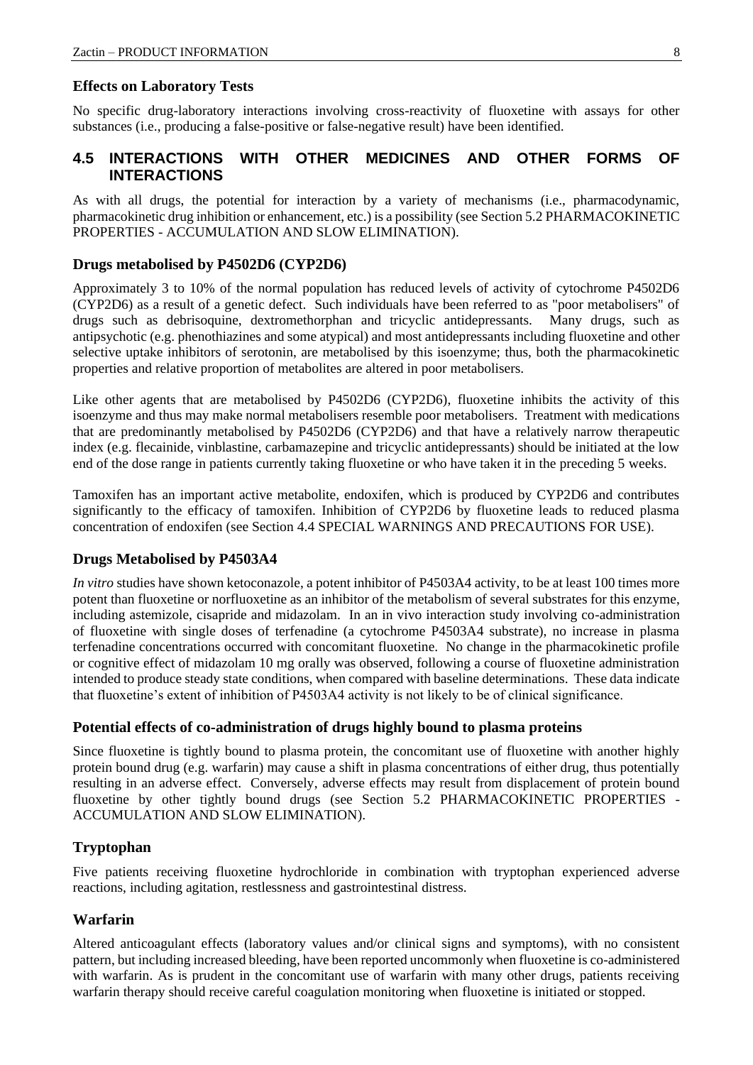### Effects on Laboratory Tests

No specific drug-laboratory interactions involving cross-reactivity of fluoxetine with assays for other substances (i.e., producing a false-positive or false-negative result) have been identified.

## 4.5 INTERACTIONS WITH OTHER MEDICINES AND OTHER FORMS OF INTERACTIONS

As with all drugs, the potential for interaction by a variety of mechanisms (i.e., pharmacodynamic, pharmacokinetic drug inhibition or enhancement, etc.) is a possibility (see Section 5.2 PHARMACOKINETIC PROPERTIES - ACCUMULATION AND SLOW ELIMINATION).

### Drugs metabolised by P4502D6 (CYP2D6)

Approximately 3 to 10% of the normal population has reduced levels of activity of cytochrome P4502D6 (CYP2D6) as a result of a genetic defect. Such individuals have been referred to as "poor metabolisers" of drugs such as debrisoquine, dextromethorphan and tricyclic antidepressants. Many drugs, such as antipsychotic (e.g. phenothiazines and some atypical) and most antidepressants including fluoxetine and other selective uptake inhibitors of serotonin, are metabolised by this isoenzyme; thus, both the pharmacokinetic properties and relative proportion of metabolites are altered in poor metabolisers.

Like other agents that are metabolised by P4502D6 (CYP2D6), fluoxetine inhibits the activity of this isoenzyme and thus may make normal metabolisers resemble poor metabolisers. Treatment with medications that are predominantly metabolised by P4502D6 (CYP2D6) and that have a relatively narrow therapeutic index (e.g. flecainide, vinblastine, carbamazepine and tricyclic antidepressants) should be initiated at the low end of the dose range in patients currently taking fluoxetine or who have taken it in the preceding 5 weeks.

Tamoxifen has an important active metabolite, endoxifen, which is produced by CYP2D6 and contributes significantly to the efficacy of tamoxifen. Inhibition of CYP2D6 by fluoxetine leads to reduced plasma concentration of endoxifen (see Section 4.4 SPECIAL WARNINGS AND PRECAUTIONS FOR USE).

### Drugs Metabolised by P4503A4

*In vitro* studies have shown ketoconazole, a potent inhibitor of P4503A4 activity, to be at least 100 times more potent than fluoxetine or norfluoxetine as an inhibitor of the metabolism of several substrates for this enzyme, including astemizole, cisapride and midazolam. In an in vivo interaction study involving co-administration of fluoxetine with single doses of terfenadine (a cytochrome P4503A4 substrate), no increase in plasma terfenadine concentrations occurred with concomitant fluoxetine. No change in the pharmacokinetic profile or cognitive effect of midazolam 10 mg orally was observed, following a course of fluoxetine administration intended to produce steady state conditions, when compared with baseline determinations. These data indicate that fluoxetine's extent of inhibition of P4503A4 activity is not likely to be of clinical significance.

### Potential effects of co-administration of drugs highly bound to plasma proteins

Since fluoxetine is tightly bound to plasma protein, the concomitant use of fluoxetine with another highly protein bound drug (e.g. warfarin) may cause a shift in plasma concentrations of either drug, thus potentially resulting in an adverse effect. Conversely, adverse effects may result from displacement of protein bound fluoxetine by other tightly bound drugs (see Section 5.2 PHARMACOKINETIC PROPERTIES - ACCUMULATION AND SLOW ELIMINATION).

### Tryptophan

Five patients receiving fluoxetine hydrochloride in combination with tryptophan experienced adverse reactions, including agitation, restlessness and gastrointestinal distress.

### Warfarin

Altered anticoagulant effects (laboratory values and/or clinical signs and symptoms), with no consistent pattern, but including increased bleeding, have been reported uncommonly when fluoxetine is co-administered with warfarin. As is prudent in the concomitant use of warfarin with many other drugs, patients receiving warfarin therapy should receive careful coagulation monitoring when fluoxetine is initiated or stopped.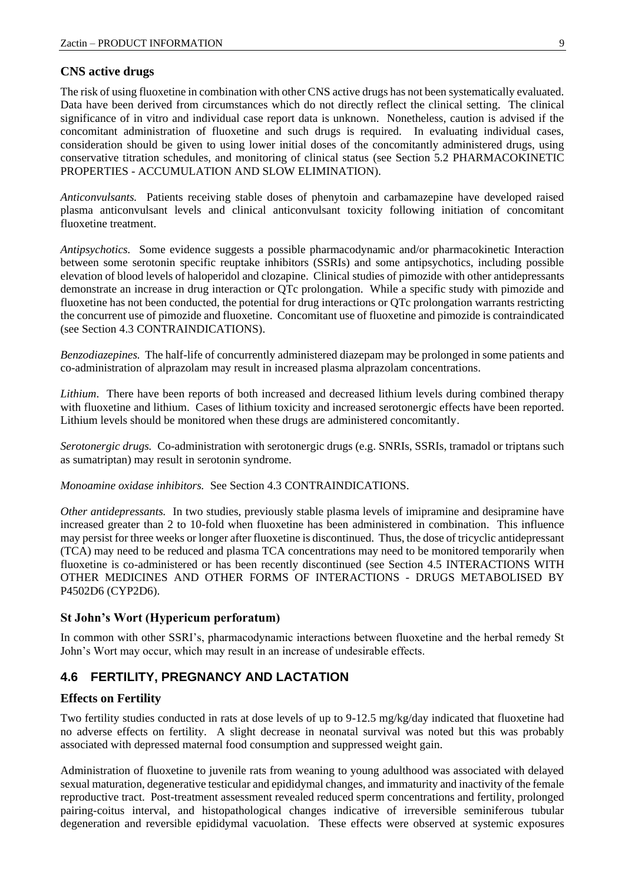### CNS active drugs

The risk of using fluoxetine in combination with other CNS active drugs has not been systematically evaluated. Data have been derived from circumstances which do not directly reflect the clinical setting. The clinical significance of in vitro and individual case report data is unknown. Nonetheless, caution is advised if the concomitant administration of fluoxetine and such drugs is required. In evaluating individual cases, consideration should be given to using lower initial doses of the concomitantly administered drugs, using conservative titration schedules, and monitoring of clinical status (see Section 5.2 PHARMACOKINETIC PROPERTIES - ACCUMULATION AND SLOW ELIMINATION).

*Anticonvulsants.* Patients receiving stable doses of phenytoin and carbamazepine have developed raised plasma anticonvulsant levels and clinical anticonvulsant toxicity following initiation of concomitant fluoxetine treatment.

*Antipsychotics.* Some evidence suggests a possible pharmacodynamic and/or pharmacokinetic Interaction between some serotonin specific reuptake inhibitors (SSRIs) and some antipsychotics, including possible elevation of blood levels of haloperidol and clozapine. Clinical studies of pimozide with other antidepressants demonstrate an increase in drug interaction or QTc prolongation. While a specific study with pimozide and fluoxetine has not been conducted, the potential for drug interactions or QTc prolongation warrants restricting the concurrent use of pimozide and fluoxetine. Concomitant use of fluoxetine and pimozide is contraindicated (see Section 4.3 CONTRAINDICATIONS).

*Benzodiazepines.* The half-life of concurrently administered diazepam may be prolonged in some patients and co-administration of alprazolam may result in increased plasma alprazolam concentrations.

*Lithium*. There have been reports of both increased and decreased lithium levels during combined therapy with fluoxetine and lithium. Cases of lithium toxicity and increased serotonergic effects have been reported. Lithium levels should be monitored when these drugs are administered concomitantly.

*Serotonergic drugs.* Co-administration with serotonergic drugs (e.g. SNRIs, SSRIs, tramadol or triptans such as sumatriptan) may result in serotonin syndrome.

*Monoamine oxidase inhibitors.* See Section 4.3 CONTRAINDICATIONS.

*Other antidepressants.* In two studies, previously stable plasma levels of imipramine and desipramine have increased greater than 2 to 10-fold when fluoxetine has been administered in combination. This influence may persist for three weeks or longer after fluoxetine is discontinued. Thus, the dose of tricyclic antidepressant (TCA) may need to be reduced and plasma TCA concentrations may need to be monitored temporarily when fluoxetine is co-administered or has been recently discontinued (see Section 4.5 INTERACTIONS WITH OTHER MEDICINES AND OTHER FORMS OF INTERACTIONS - DRUGS METABOLISED BY P4502D6 (CYP2D6).

### St John's Wort (Hypericum perforatum)

In common with other SSRI's, pharmacodynamic interactions between fluoxetine and the herbal remedy St John's Wort may occur, which may result in an increase of undesirable effects.

## 4.6 FERTILITY, PREGNANCY AND LACTATION

### Effects on Fertility

Two fertility studies conducted in rats at dose levels of up to 9-12.5 mg/kg/day indicated that fluoxetine had no adverse effects on fertility. A slight decrease in neonatal survival was noted but this was probably associated with depressed maternal food consumption and suppressed weight gain.

Administration of fluoxetine to juvenile rats from weaning to young adulthood was associated with delayed sexual maturation, degenerative testicular and epididymal changes, and immaturity and inactivity of the female reproductive tract. Post-treatment assessment revealed reduced sperm concentrations and fertility, prolonged pairing-coitus interval, and histopathological changes indicative of irreversible seminiferous tubular degeneration and reversible epididymal vacuolation. These effects were observed at systemic exposures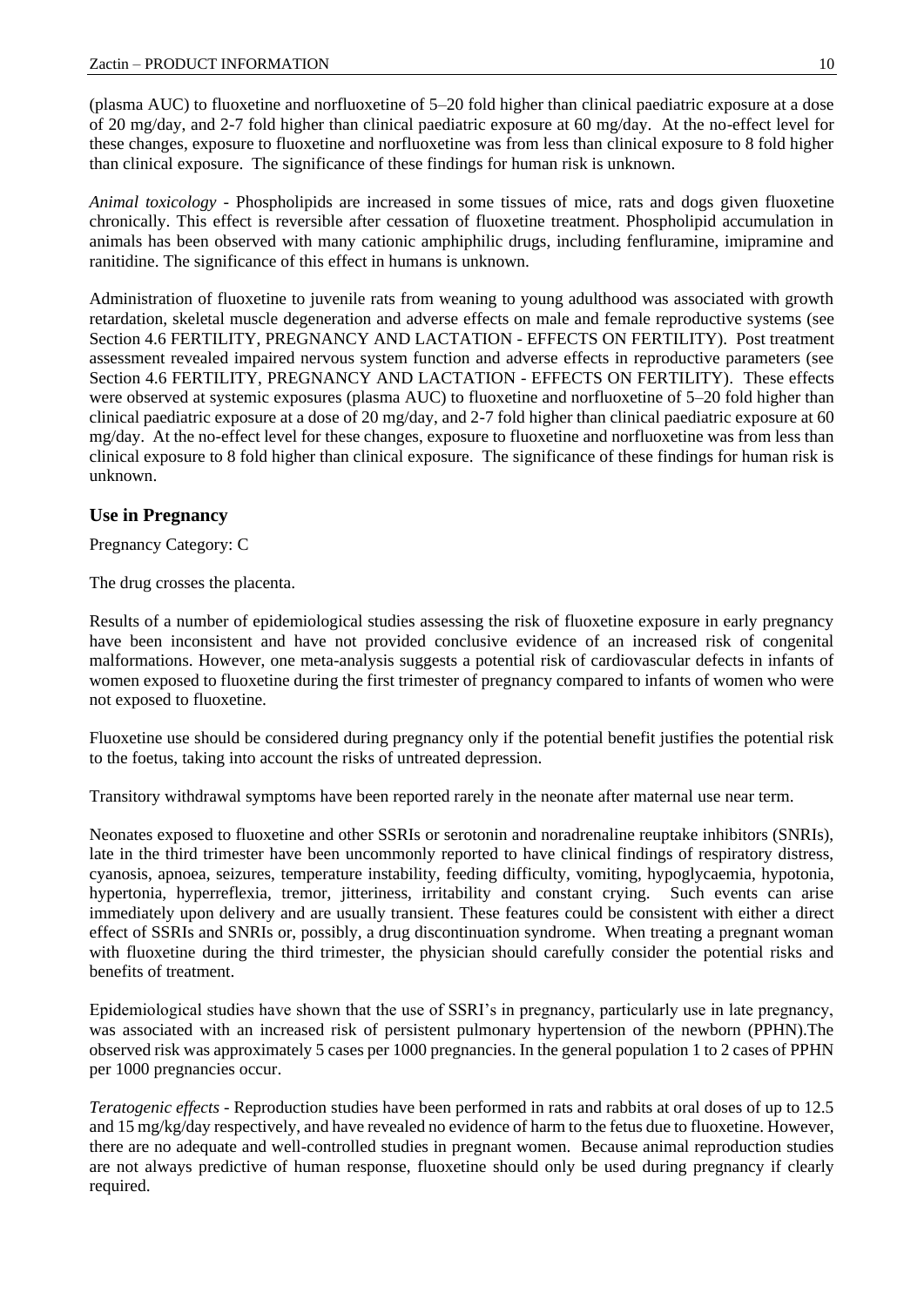(plasma AUC) to fluoxetine and norfluoxetine of 5–20 fold higher than clinical paediatric exposure at a dose of 20 mg/day, and 2-7 fold higher than clinical paediatric exposure at 60 mg/day. At the no-effect level for these changes, exposure to fluoxetine and norfluoxetine was from less than clinical exposure to 8 fold higher than clinical exposure. The significance of these findings for human risk is unknown.

*Animal toxicology* - Phospholipids are increased in some tissues of mice, rats and dogs given fluoxetine chronically. This effect is reversible after cessation of fluoxetine treatment. Phospholipid accumulation in animals has been observed with many cationic amphiphilic drugs, including fenfluramine, imipramine and ranitidine. The significance of this effect in humans is unknown.

Administration of fluoxetine to juvenile rats from weaning to young adulthood was associated with growth retardation, skeletal muscle degeneration and adverse effects on male and female reproductive systems (see Section 4.6 FERTILITY, PREGNANCY AND LACTATION - EFFECTS ON FERTILITY). Post treatment assessment revealed impaired nervous system function and adverse effects in reproductive parameters (see Section 4.6 FERTILITY, PREGNANCY AND LACTATION - EFFECTS ON FERTILITY). These effects were observed at systemic exposures (plasma AUC) to fluoxetine and norfluoxetine of 5–20 fold higher than clinical paediatric exposure at a dose of 20 mg/day, and 2-7 fold higher than clinical paediatric exposure at 60 mg/day. At the no-effect level for these changes, exposure to fluoxetine and norfluoxetine was from less than clinical exposure to 8 fold higher than clinical exposure. The significance of these findings for human risk is unknown.

### Use in Pregnancy

Pregnancy Category: C

The drug crosses the placenta.

Results of a number of epidemiological studies assessing the risk of fluoxetine exposure in early pregnancy have been inconsistent and have not provided conclusive evidence of an increased risk of congenital malformations. However, one meta-analysis suggests a potential risk of cardiovascular defects in infants of women exposed to fluoxetine during the first trimester of pregnancy compared to infants of women who were not exposed to fluoxetine.

Fluoxetine use should be considered during pregnancy only if the potential benefit justifies the potential risk to the foetus, taking into account the risks of untreated depression.

Transitory withdrawal symptoms have been reported rarely in the neonate after maternal use near term.

Neonates exposed to fluoxetine and other SSRIs or serotonin and noradrenaline reuptake inhibitors (SNRIs), late in the third trimester have been uncommonly reported to have clinical findings of respiratory distress, cyanosis, apnoea, seizures, temperature instability, feeding difficulty, vomiting, hypoglycaemia, hypotonia, hypertonia, hyperreflexia, tremor, jitteriness, irritability and constant crying. Such events can arise immediately upon delivery and are usually transient. These features could be consistent with either a direct effect of SSRIs and SNRIs or, possibly, a drug discontinuation syndrome. When treating a pregnant woman with fluoxetine during the third trimester, the physician should carefully consider the potential risks and benefits of treatment.

Epidemiological studies have shown that the use of SSRI's in pregnancy, particularly use in late pregnancy, was associated with an increased risk of persistent pulmonary hypertension of the newborn (PPHN).The observed risk was approximately 5 cases per 1000 pregnancies. In the general population 1 to 2 cases of PPHN per 1000 pregnancies occur.

*Teratogenic effects* - Reproduction studies have been performed in rats and rabbits at oral doses of up to 12.5 and 15 mg/kg/day respectively, and have revealed no evidence of harm to the fetus due to fluoxetine. However, there are no adequate and well-controlled studies in pregnant women. Because animal reproduction studies are not always predictive of human response, fluoxetine should only be used during pregnancy if clearly required.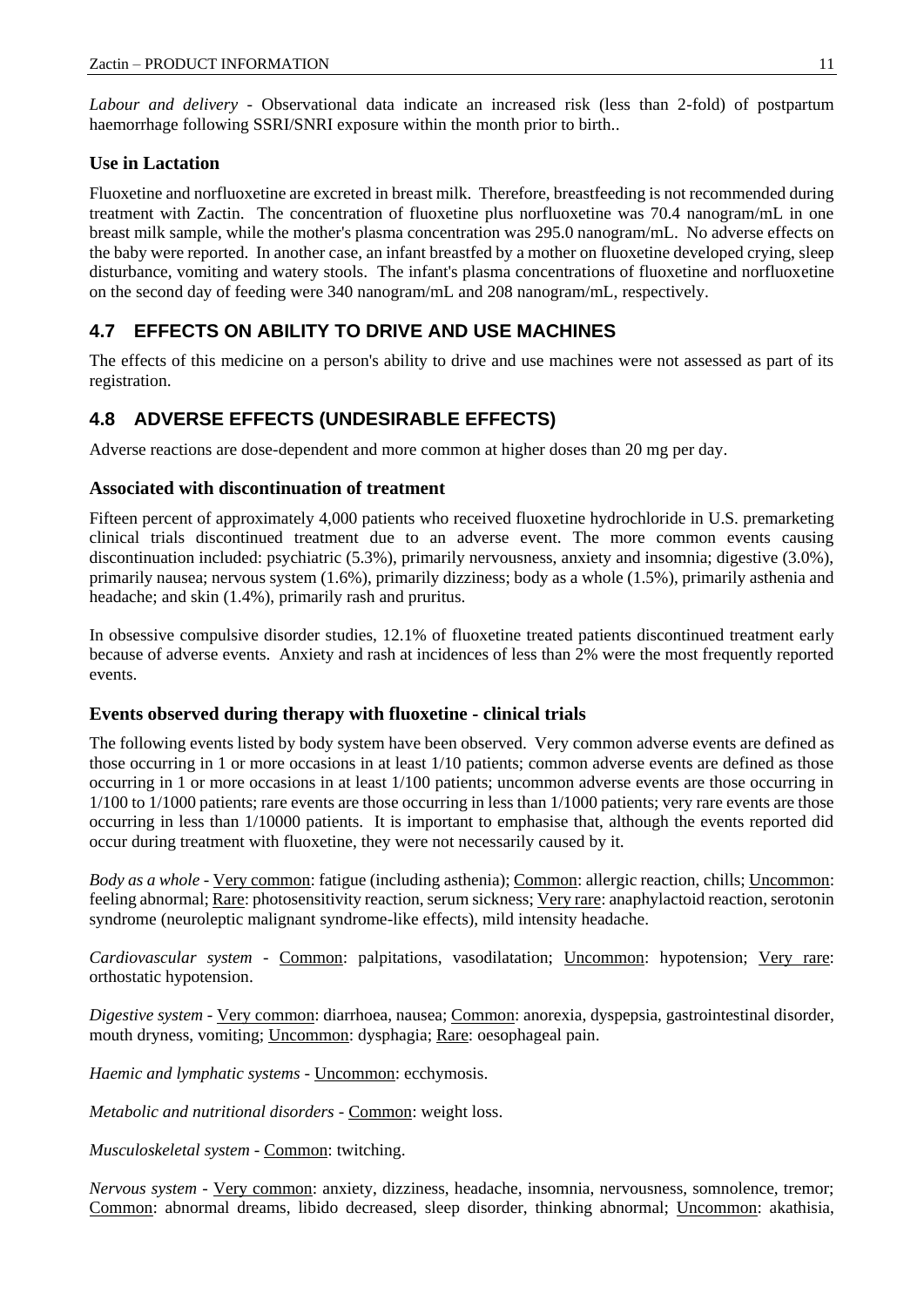*Labour and delivery* - Observational data indicate an increased risk (less than 2-fold) of postpartum haemorrhage following SSRI/SNRI exposure within the month prior to birth..

### Use in Lactation

Fluoxetine and norfluoxetine are excreted in breast milk. Therefore, breastfeeding is not recommended during treatment with Zactin. The concentration of fluoxetine plus norfluoxetine was 70.4 nanogram/mL in one breast milk sample, while the mother's plasma concentration was 295.0 nanogram/mL. No adverse effects on the baby were reported. In another case, an infant breastfed by a mother on fluoxetine developed crying, sleep disturbance, vomiting and watery stools. The infant's plasma concentrations of fluoxetine and norfluoxetine on the second day of feeding were 340 nanogram/mL and 208 nanogram/mL, respectively.

## 4.7 EFFECTS ON ABILITY TO DRIVE AND USE MACHINES

The effects of this medicine on a person's ability to drive and use machines were not assessed as part of its registration.

## 4.8 ADVERSE EFFECTS (UNDESIRABLE EFFECTS)

Adverse reactions are dose-dependent and more common at higher doses than 20 mg per day.

### Associated with discontinuation of treatment

Fifteen percent of approximately 4,000 patients who received fluoxetine hydrochloride in U.S. premarketing clinical trials discontinued treatment due to an adverse event. The more common events causing discontinuation included: psychiatric (5.3%), primarily nervousness, anxiety and insomnia; digestive (3.0%), primarily nausea; nervous system (1.6%), primarily dizziness; body as a whole (1.5%), primarily asthenia and headache; and skin (1.4%), primarily rash and pruritus.

In obsessive compulsive disorder studies, 12.1% of fluoxetine treated patients discontinued treatment early because of adverse events. Anxiety and rash at incidences of less than 2% were the most frequently reported events.

### Events observed during therapy with fluoxetine - clinical trials

The following events listed by body system have been observed. Very common adverse events are defined as those occurring in 1 or more occasions in at least 1/10 patients; common adverse events are defined as those occurring in 1 or more occasions in at least 1/100 patients; uncommon adverse events are those occurring in 1/100 to 1/1000 patients; rare events are those occurring in less than 1/1000 patients; very rare events are those occurring in less than 1/10000 patients. It is important to emphasise that, although the events reported did occur during treatment with fluoxetine, they were not necessarily caused by it.

*Body as a whole* - Very common: fatigue (including asthenia); Common: allergic reaction, chills; Uncommon: feeling abnormal; Rare: photosensitivity reaction, serum sickness; Very rare: anaphylactoid reaction, serotonin syndrome (neuroleptic malignant syndrome-like effects), mild intensity headache.

*Cardiovascular system* - Common: palpitations, vasodilatation; Uncommon: hypotension; Very rare: orthostatic hypotension.

*Digestive system* - Very common: diarrhoea, nausea; Common: anorexia, dyspepsia, gastrointestinal disorder, mouth dryness, vomiting; Uncommon: dysphagia; Rare: oesophageal pain.

*Haemic and lymphatic systems* - Uncommon: ecchymosis.

*Metabolic and nutritional disorders* - Common: weight loss.

*Musculoskeletal system* - Common: twitching.

*Nervous system* - Very common: anxiety, dizziness, headache, insomnia, nervousness, somnolence, tremor; Common: abnormal dreams, libido decreased, sleep disorder, thinking abnormal; Uncommon: akathisia,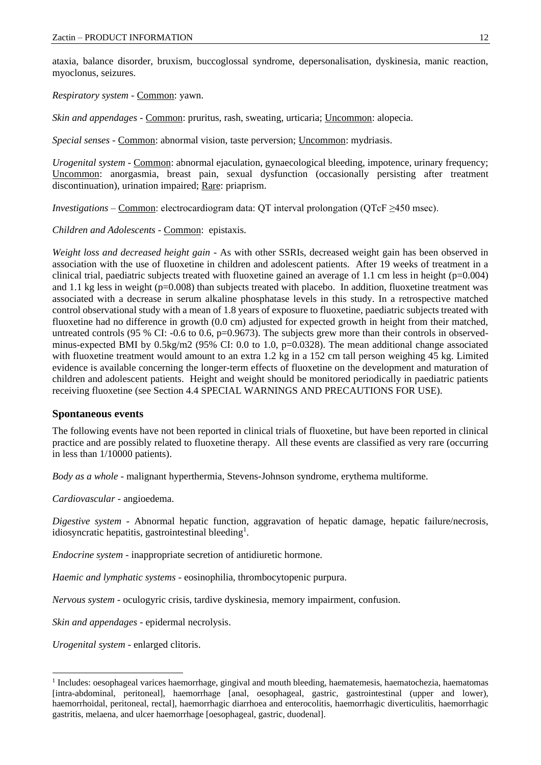ataxia, balance disorder, bruxism, buccoglossal syndrome, depersonalisation, dyskinesia, manic reaction, myoclonus, seizures.

*Respiratory system* - Common: yawn.

*Skin and appendages* - Common: pruritus, rash, sweating, urticaria; Uncommon: alopecia.

*Special senses* - Common: abnormal vision, taste perversion; Uncommon: mydriasis.

*Urogenital system* - Common: abnormal ejaculation, gynaecological bleeding, impotence, urinary frequency; Uncommon: anorgasmia, breast pain, sexual dysfunction (occasionally persisting after treatment discontinuation), urination impaired; Rare: priaprism.

*Investigations* – Common: electrocardiogram data: QT interval prolongation (QTcF ≥450 msec).

*Children and Adolescents* - Common: epistaxis.

*Weight loss and decreased height gain* - As with other SSRIs, decreased weight gain has been observed in association with the use of fluoxetine in children and adolescent patients. After 19 weeks of treatment in a clinical trial, paediatric subjects treated with fluoxetine gained an average of 1.1 cm less in height (p=0.004) and 1.1 kg less in weight (p=0.008) than subjects treated with placebo. In addition, fluoxetine treatment was associated with a decrease in serum alkaline phosphatase levels in this study. In a retrospective matched control observational study with a mean of 1.8 years of exposure to fluoxetine, paediatric subjects treated with fluoxetine had no difference in growth (0.0 cm) adjusted for expected growth in height from their matched, untreated controls (95 % CI: -0.6 to 0.6, p=0.9673). The subjects grew more than their controls in observed-minus-expected BMI by 0.5kg/m2 (95% CI: 0.0 to 1.0, p=0.0328). The mean additional change associated with fluoxetine treatment would amount to an extra 1.2 kg in a 152 cm tall person weighing 45 kg. Limited evidence is available concerning the longer-term effects of fluoxetine on the development and maturation of children and adolescent patients. Height and weight should be monitored periodically in paediatric patients receiving fluoxetine (see Section 4.4 SPECIAL WARNINGS AND PRECAUTIONS FOR USE).

### Spontaneous events

The following events have not been reported in clinical trials of fluoxetine, but have been reported in clinical practice and are possibly related to fluoxetine therapy. All these events are classified as very rare (occurring in less than 1/10000 patients).

*Body as a whole* - malignant hyperthermia, Stevens-Johnson syndrome, erythema multiforme.

*Cardiovascular* - angioedema.

*Digestive system* - Abnormal hepatic function, aggravation of hepatic damage, hepatic failure/necrosis, idiosyncratic hepatitis, gastrointestinal bleeding[1].

*Endocrine system* - inappropriate secretion of antidiuretic hormone.

*Haemic and lymphatic systems* - eosinophilia, thrombocytopenic purpura.

*Nervous system* - oculogyric crisis, tardive dyskinesia, memory impairment, confusion.

*Skin and appendages* - epidermal necrolysis.

*Urogenital system* - enlarged clitoris.

[1] Includes: oesophageal varices haemorrhage, gingival and mouth bleeding, haematemesis, haematochezia, haematomas [intra-abdominal, peritoneal], haemorrhage [anal, oesophageal, gastric, gastrointestinal (upper and lower), haemorrhoidal, peritoneal, rectal], haemorrhagic diarrhoea and enterocolitis, haemorrhagic diverticulitis, haemorrhagic gastritis, melaena, and ulcer haemorrhage [oesophageal, gastric, duodenal].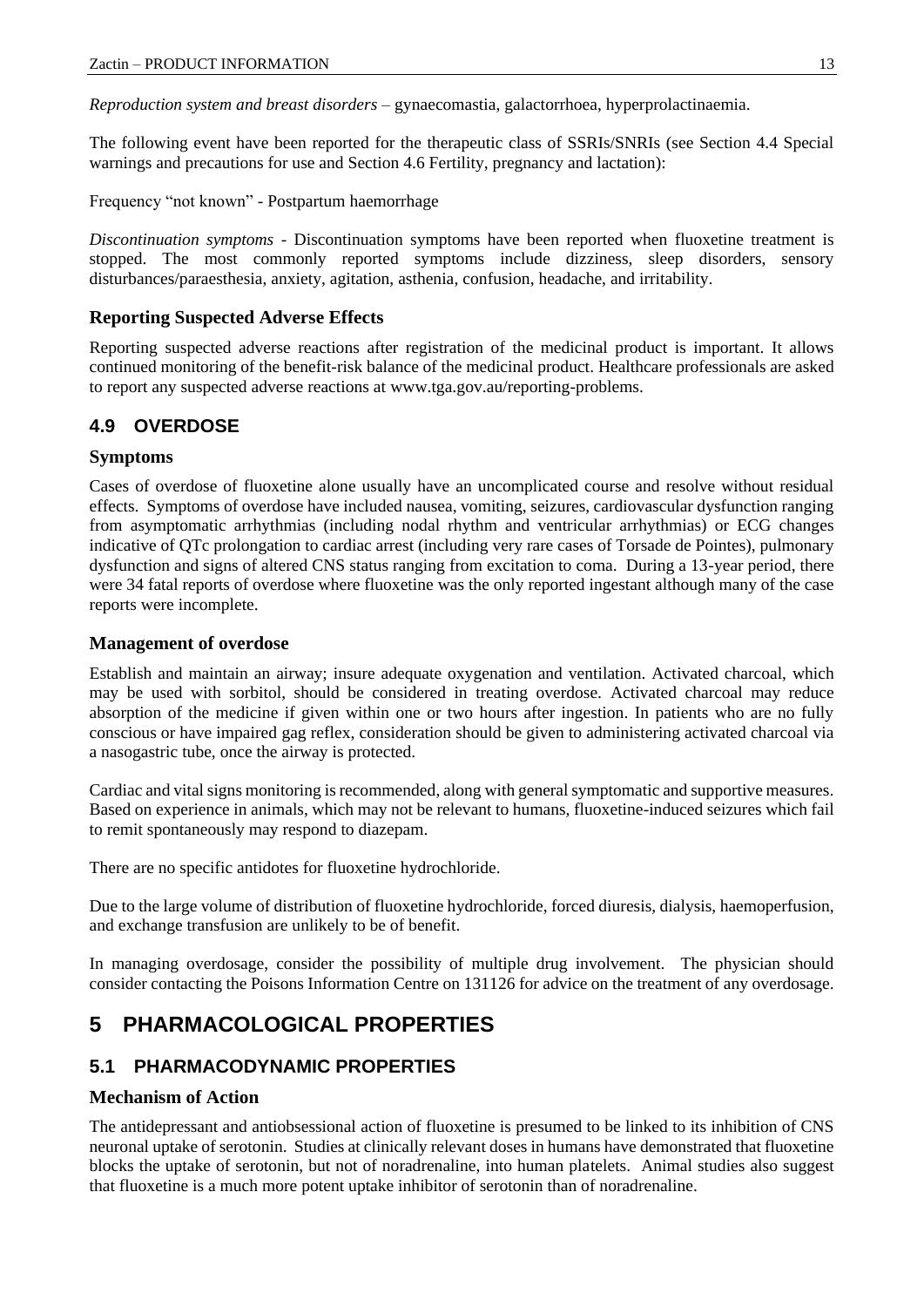*Reproduction system and breast disorders* – gynaecomastia, galactorrhoea, hyperprolactinaemia.

The following event have been reported for the therapeutic class of SSRIs/SNRIs (see Section 4.4 Special warnings and precautions for use and Section 4.6 Fertility, pregnancy and lactation):

Frequency “not known” - Postpartum haemorrhage

*Discontinuation symptoms* - Discontinuation symptoms have been reported when fluoxetine treatment is stopped. The most commonly reported symptoms include dizziness, sleep disorders, sensory disturbances/paraesthesia, anxiety, agitation, asthenia, confusion, headache, and irritability.

### Reporting Suspected Adverse Effects

Reporting suspected adverse reactions after registration of the medicinal product is important. It allows continued monitoring of the benefit-risk balance of the medicinal product. Healthcare professionals are asked to report any suspected adverse reactions at www.tga.gov.au/reporting-problems.

## 4.9 OVERDOSE

### Symptoms

Cases of overdose of fluoxetine alone usually have an uncomplicated course and resolve without residual effects. Symptoms of overdose have included nausea, vomiting, seizures, cardiovascular dysfunction ranging from asymptomatic arrhythmias (including nodal rhythm and ventricular arrhythmias) or ECG changes indicative of QTc prolongation to cardiac arrest (including very rare cases of Torsade de Pointes), pulmonary dysfunction and signs of altered CNS status ranging from excitation to coma. During a 13-year period, there were 34 fatal reports of overdose where fluoxetine was the only reported ingestant although many of the case reports were incomplete.

### Management of overdose

Establish and maintain an airway; insure adequate oxygenation and ventilation. Activated charcoal, which may be used with sorbitol, should be considered in treating overdose. Activated charcoal may reduce absorption of the medicine if given within one or two hours after ingestion. In patients who are no fully conscious or have impaired gag reflex, consideration should be given to administering activated charcoal via a nasogastric tube, once the airway is protected.

Cardiac and vital signs monitoring is recommended, along with general symptomatic and supportive measures. Based on experience in animals, which may not be relevant to humans, fluoxetine-induced seizures which fail to remit spontaneously may respond to diazepam.

There are no specific antidotes for fluoxetine hydrochloride.

Due to the large volume of distribution of fluoxetine hydrochloride, forced diuresis, dialysis, haemoperfusion, and exchange transfusion are unlikely to be of benefit.

In managing overdosage, consider the possibility of multiple drug involvement. The physician should consider contacting the Poisons Information Centre on 131126 for advice on the treatment of any overdosage.

# 5 PHARMACOLOGICAL PROPERTIES

## 5.1 PHARMACODYNAMIC PROPERTIES

### Mechanism of Action

The antidepressant and antiobsessional action of fluoxetine is presumed to be linked to its inhibition of CNS neuronal uptake of serotonin. Studies at clinically relevant doses in humans have demonstrated that fluoxetine blocks the uptake of serotonin, but not of noradrenaline, into human platelets. Animal studies also suggest that fluoxetine is a much more potent uptake inhibitor of serotonin than of noradrenaline.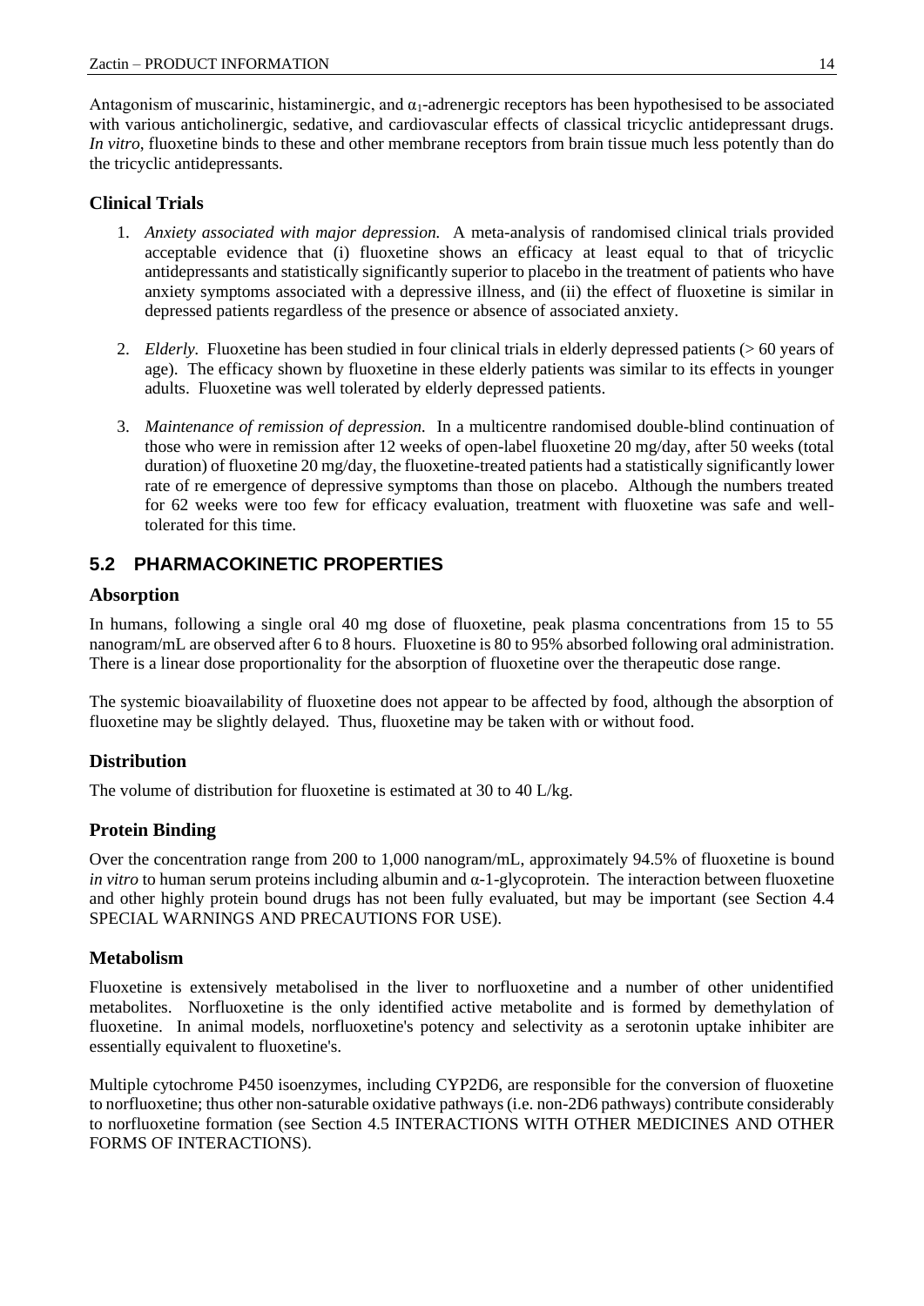Antagonism of muscarinic, histaminergic, and $\alpha_1$-adrenergic receptors has been hypothesised to be associated with various anticholinergic, sedative, and cardiovascular effects of classical tricyclic antidepressant drugs. *In vitro*, fluoxetine binds to these and other membrane receptors from brain tissue much less potently than do the tricyclic antidepressants.

### Clinical Trials

1. *Anxiety associated with major depression.* A meta-analysis of randomised clinical trials provided acceptable evidence that (i) fluoxetine shows an efficacy at least equal to that of tricyclic antidepressants and statistically significantly superior to placebo in the treatment of patients who have anxiety symptoms associated with a depressive illness, and (ii) the effect of fluoxetine is similar in depressed patients regardless of the presence or absence of associated anxiety.

2. *Elderly.* Fluoxetine has been studied in four clinical trials in elderly depressed patients (> 60 years of age). The efficacy shown by fluoxetine in these elderly patients was similar to its effects in younger adults. Fluoxetine was well tolerated by elderly depressed patients.

3. *Maintenance of remission of depression.* In a multicentre randomised double-blind continuation of those who were in remission after 12 weeks of open-label fluoxetine 20 mg/day, after 50 weeks (total duration) of fluoxetine 20 mg/day, the fluoxetine-treated patients had a statistically significantly lower rate of re emergence of depressive symptoms than those on placebo. Although the numbers treated for 62 weeks were too few for efficacy evaluation, treatment with fluoxetine was safe and well-tolerated for this time.

## 5.2 PHARMACOKINETIC PROPERTIES

### Absorption

In humans, following a single oral 40 mg dose of fluoxetine, peak plasma concentrations from 15 to 55 nanogram/mL are observed after 6 to 8 hours. Fluoxetine is 80 to 95% absorbed following oral administration. There is a linear dose proportionality for the absorption of fluoxetine over the therapeutic dose range.

The systemic bioavailability of fluoxetine does not appear to be affected by food, although the absorption of fluoxetine may be slightly delayed. Thus, fluoxetine may be taken with or without food.

### Distribution

The volume of distribution for fluoxetine is estimated at 30 to 40 L/kg.

### Protein Binding

Over the concentration range from 200 to 1,000 nanogram/mL, approximately 94.5% of fluoxetine is bound *in vitro* to human serum proteins including albumin and α-1-glycoprotein. The interaction between fluoxetine and other highly protein bound drugs has not been fully evaluated, but may be important (see Section 4.4 SPECIAL WARNINGS AND PRECAUTIONS FOR USE).

### Metabolism

Fluoxetine is extensively metabolised in the liver to norfluoxetine and a number of other unidentified metabolites. Norfluoxetine is the only identified active metabolite and is formed by demethylation of fluoxetine. In animal models, norfluoxetine's potency and selectivity as a serotonin uptake inhibiter are essentially equivalent to fluoxetine's.

Multiple cytochrome P450 isoenzymes, including CYP2D6, are responsible for the conversion of fluoxetine to norfluoxetine; thus other non-saturable oxidative pathways (i.e. non-2D6 pathways) contribute considerably to norfluoxetine formation (see Section 4.5 INTERACTIONS WITH OTHER MEDICINES AND OTHER FORMS OF INTERACTIONS).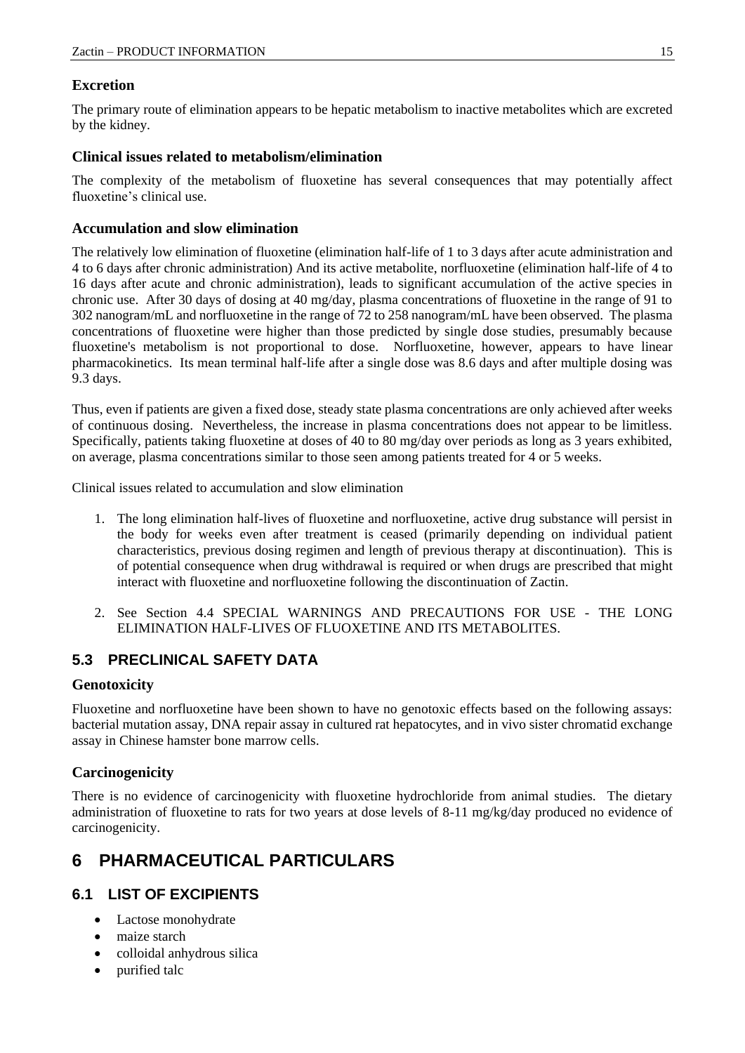### Excretion

The primary route of elimination appears to be hepatic metabolism to inactive metabolites which are excreted by the kidney.

### Clinical issues related to metabolism/elimination

The complexity of the metabolism of fluoxetine has several consequences that may potentially affect fluoxetine's clinical use.

### Accumulation and slow elimination

The relatively low elimination of fluoxetine (elimination half-life of 1 to 3 days after acute administration and 4 to 6 days after chronic administration) And its active metabolite, norfluoxetine (elimination half-life of 4 to 16 days after acute and chronic administration), leads to significant accumulation of the active species in chronic use. After 30 days of dosing at 40 mg/day, plasma concentrations of fluoxetine in the range of 91 to 302 nanogram/mL and norfluoxetine in the range of 72 to 258 nanogram/mL have been observed. The plasma concentrations of fluoxetine were higher than those predicted by single dose studies, presumably because fluoxetine's metabolism is not proportional to dose. Norfluoxetine, however, appears to have linear pharmacokinetics. Its mean terminal half-life after a single dose was 8.6 days and after multiple dosing was 9.3 days.

Thus, even if patients are given a fixed dose, steady state plasma concentrations are only achieved after weeks of continuous dosing. Nevertheless, the increase in plasma concentrations does not appear to be limitless. Specifically, patients taking fluoxetine at doses of 40 to 80 mg/day over periods as long as 3 years exhibited, on average, plasma concentrations similar to those seen among patients treated for 4 or 5 weeks.

Clinical issues related to accumulation and slow elimination

1. The long elimination half-lives of fluoxetine and norfluoxetine, active drug substance will persist in the body for weeks even after treatment is ceased (primarily depending on individual patient characteristics, previous dosing regimen and length of previous therapy at discontinuation). This is of potential consequence when drug withdrawal is required or when drugs are prescribed that might interact with fluoxetine and norfluoxetine following the discontinuation of Zactin.
2. See Section 4.4 SPECIAL WARNINGS AND PRECAUTIONS FOR USE - THE LONG ELIMINATION HALF-LIVES OF FLUOXETINE AND ITS METABOLITES.

## 5.3 PRECLINICAL SAFETY DATA

### Genotoxicity

Fluoxetine and norfluoxetine have been shown to have no genotoxic effects based on the following assays: bacterial mutation assay, DNA repair assay in cultured rat hepatocytes, and in vivo sister chromatid exchange assay in Chinese hamster bone marrow cells.

### Carcinogenicity

There is no evidence of carcinogenicity with fluoxetine hydrochloride from animal studies. The dietary administration of fluoxetine to rats for two years at dose levels of 8-11 mg/kg/day produced no evidence of carcinogenicity.

# 6 PHARMACEUTICAL PARTICULARS

## 6.1 LIST OF EXCIPIENTS

- Lactose monohydrate
- maize starch
- colloidal anhydrous silica
- purified talc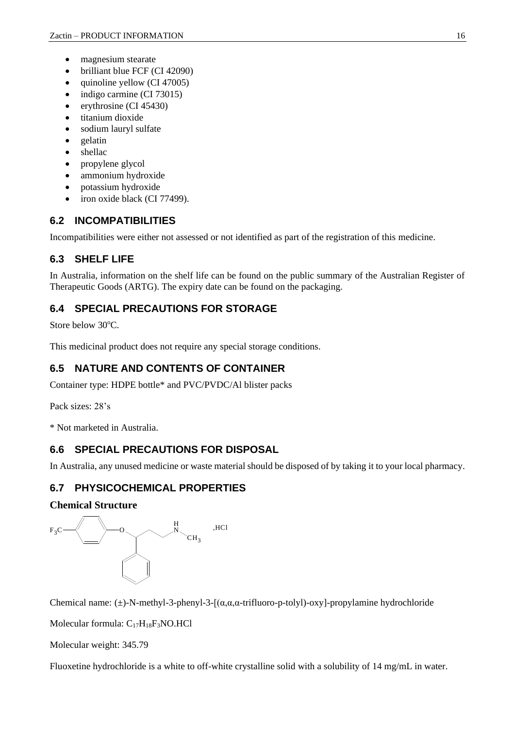- magnesium stearate
- brilliant blue FCF (CI 42090)
- quinoline yellow (CI 47005)
- indigo carmine (CI 73015)
- erythrosine (CI 45430)
- titanium dioxide
- sodium lauryl sulfate
- gelatin
- shellac
- propylene glycol
- ammonium hydroxide
- potassium hydroxide
- iron oxide black (CI 77499).

## 6.2 INCOMPATIBILITIES

Incompatibilities were either not assessed or not identified as part of the registration of this medicine.

## 6.3 SHELF LIFE

In Australia, information on the shelf life can be found on the public summary of the Australian Register of Therapeutic Goods (ARTG). The expiry date can be found on the packaging.

## 6.4 SPECIAL PRECAUTIONS FOR STORAGE

Store below 30°C.

This medicinal product does not require any special storage conditions.

## 6.5 NATURE AND CONTENTS OF CONTAINER

Container type: HDPE bottle* and PVC/PVDC/Al blister packs

Pack sizes: 28's

* Not marketed in Australia.

## 6.6 SPECIAL PRECAUTIONS FOR DISPOSAL

In Australia, any unused medicine or waste material should be disposed of by taking it to your local pharmacy.

## 6.7 PHYSICOCHEMICAL PROPERTIES

### Chemical Structure

$F_3C$ — (p-phenylene) — O — CH(phenyl) — $CH_2$ — $CH_2$ — NH — $CH_3$ ,HCl

Chemical name: (±)-N-methyl-3-phenyl-3-[(α,α,α-trifluoro-p-tolyl)-oxy]-propylamine hydrochloride

Molecular formula: $C_{17}H_{18}F_3NO.HCl$

Molecular weight: 345.79

Fluoxetine hydrochloride is a white to off-white crystalline solid with a solubility of 14 mg/mL in water.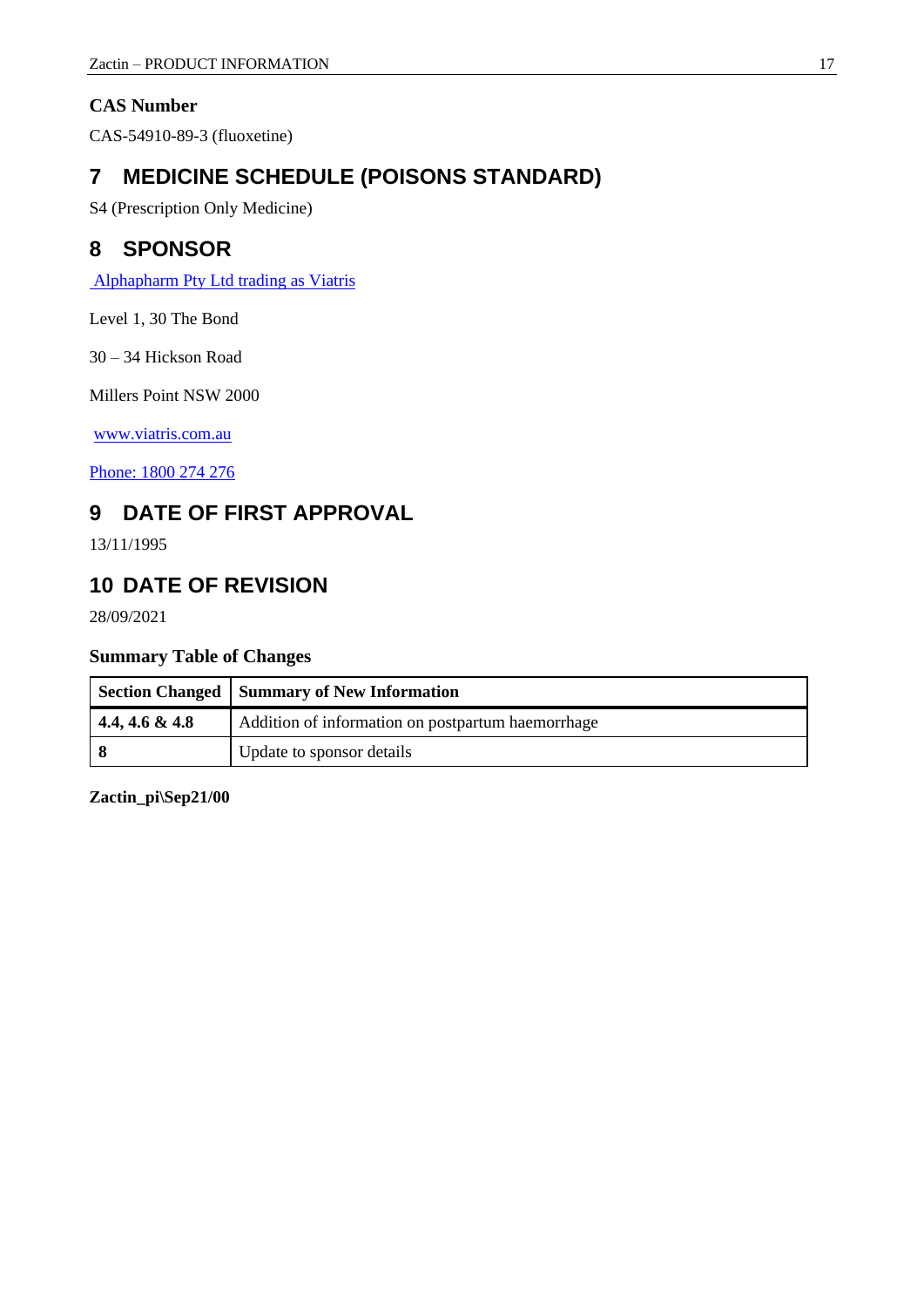**CAS Number**

CAS-54910-89-3 (fluoxetine)

# 7 MEDICINE SCHEDULE (POISONS STANDARD)

S4 (Prescription Only Medicine)

# 8 SPONSOR

Alphapharm Pty Ltd trading as Viatris

Level 1, 30 The Bond

30 – 34 Hickson Road

Millers Point NSW 2000

www.viatris.com.au

Phone: 1800 274 276

# 9 DATE OF FIRST APPROVAL

13/11/1995

# 10 DATE OF REVISION

28/09/2021

**Summary Table of Changes**

| Section Changed | Summary of New Information |
|---|---|
| **4.4, 4.6 & 4.8** | Addition of information on postpartum haemorrhage |
| **8** | Update to sponsor details |

**Zactin_pi\Sep21/00**